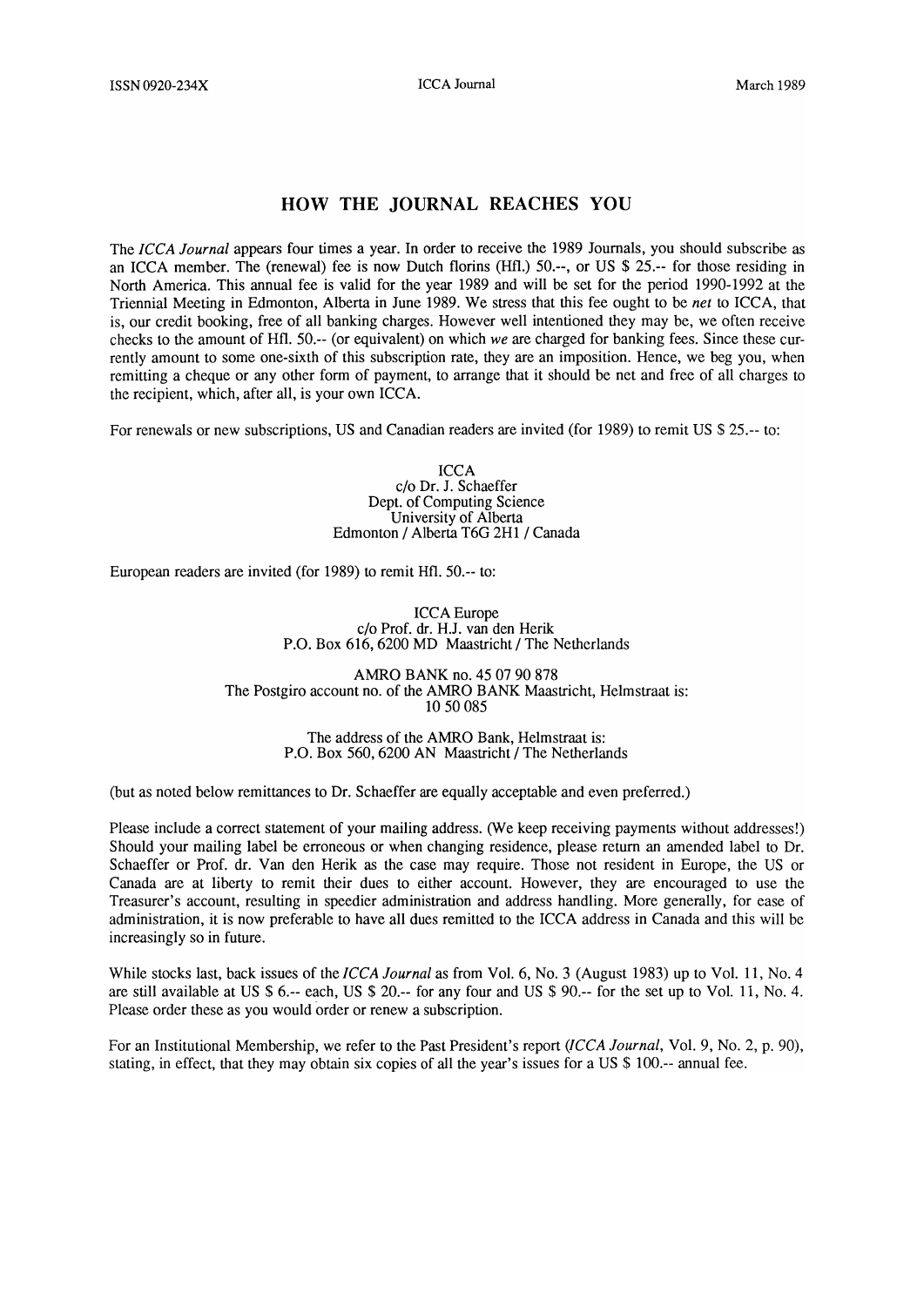# HOW THE JOURNAL REACHES YOU

The *ICCA Journal* appears four times a year. In order to receive the 1989 Journals, you should subscribe as an ICCA member. The (renewal) fee is now Dutch florins (Hfl.) 50.--, or US $ 25.-- for those residing in North America. This annual fee is valid for the year 1989 and will be set for the period 1990-1992 at the Triennial Meeting in Edmonton, Alberta in June 1989. We stress that this fee ought to be *net* to ICCA, that is, our credit booking, free of all banking charges. However well intentioned they may be, we often receive checks to the amount of Hfl. 50.-- (or equivalent) on which *we* are charged for banking fees. Since these currently amount to some one-sixth of this subscription rate, they are an imposition. Hence, we beg you, when remitting a cheque or any other form of payment, to arrange that it should be net and free of all charges to the recipient, which, after all, is your own ICCA.

For renewals or new subscriptions, US and Canadian readers are invited (for 1989) to remit US $ 25.-- to:

ICCA
c/o Dr. J. Schaeffer
Dept. of Computing Science
University of Alberta
Edmonton / Alberta T6G 2H1 / Canada

European readers are invited (for 1989) to remit Hfl. 50.-- to:

ICCA Europe
c/o Prof. dr. H.J. van den Herik
P.O. Box 616, 6200 MD Maastricht / The Netherlands

AMRO BANK no. 45 07 90 878
The Postgiro account no. of the AMRO BANK Maastricht, Helmstraat is:
10 50 085

The address of the AMRO Bank, Helmstraat is:
P.O. Box 560, 6200 AN Maastricht / The Netherlands

(but as noted below remittances to Dr. Schaeffer are equally acceptable and even preferred.)

Please include a correct statement of your mailing address. (We keep receiving payments without addresses!) Should your mailing label be erroneous or when changing residence, please return an amended label to Dr. Schaeffer or Prof. dr. Van den Herik as the case may require. Those not resident in Europe, the US or Canada are at liberty to remit their dues to either account. However, they are encouraged to use the Treasurer's account, resulting in speedier administration and address handling. More generally, for ease of administration, it is now preferable to have all dues remitted to the ICCA address in Canada and this will be increasingly so in future.

While stocks last, back issues of the *ICCA Journal* as from Vol. 6, No. 3 (August 1983) up to Vol. 11, No. 4 are still available at US $ 6.-- each, US $ 20.-- for any four and US $ 90.-- for the set up to Vol. 11, No. 4. Please order these as you would order or renew a subscription.

For an Institutional Membership, we refer to the Past President's report (*ICCA Journal*, Vol. 9, No. 2, p. 90), stating, in effect, that they may obtain six copies of all the year's issues for a US $ 100.-- annual fee.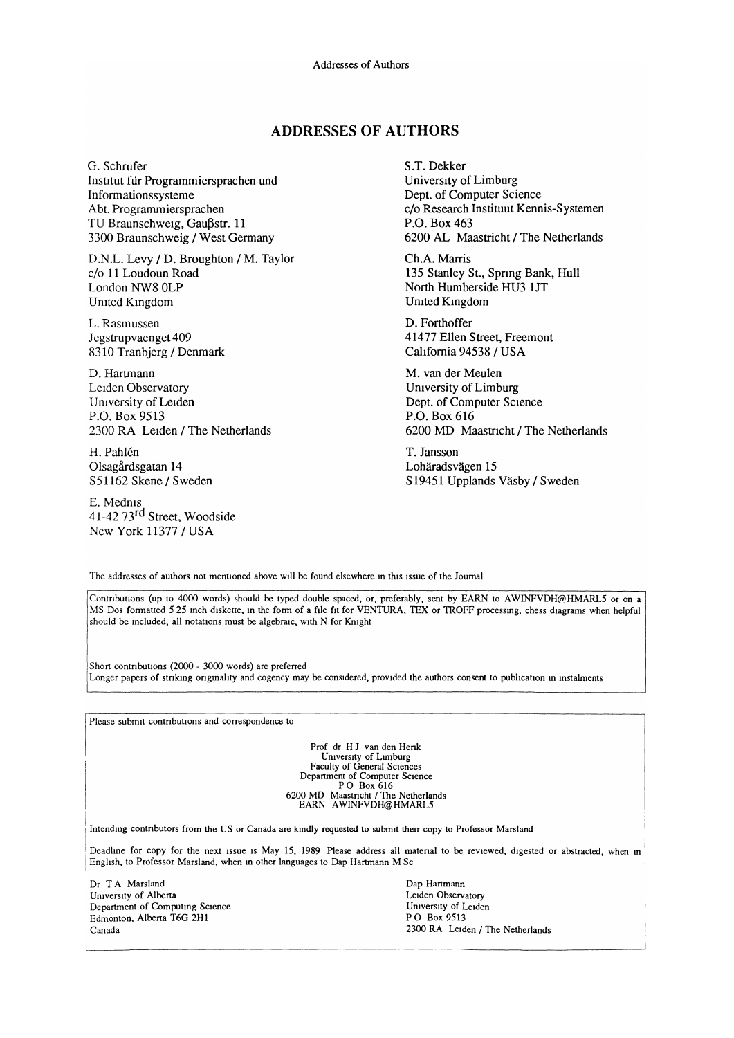# ADDRESSES OF AUTHORS

G. Schrufer
Institut für Programmiersprachen und Informationssysteme
Abt. Programmiersprachen
TU Braunschweig, Gaußstr. 11
3300 Braunschweig / West Germany

D.N.L. Levy / D. Broughton / M. Taylor
c/o 11 Loudoun Road
London NW8 0LP
United Kingdom

L. Rasmussen
Jegstrupvaenget 409
8310 Tranbjerg / Denmark

D. Hartmann
Leiden Observatory
University of Leiden
P.O. Box 9513
2300 RA Leiden / The Netherlands

H. Pahlén
Olsagårdsgatan 14
S51162 Skene / Sweden

E. Mednis
41-42 73rd Street, Woodside
New York 11377 / USA

S.T. Dekker
University of Limburg
Dept. of Computer Science
c/o Research Instituut Kennis-Systemen
P.O. Box 463
6200 AL Maastricht / The Netherlands

Ch.A. Marris
135 Stanley St., Spring Bank, Hull
North Humberside HU3 1JT
United Kingdom

D. Forthoffer
41477 Ellen Street, Freemont
California 94538 / USA

M. van der Meulen
University of Limburg
Dept. of Computer Science
P.O. Box 616
6200 MD Maastricht / The Netherlands

T. Jansson
Lohäradsvägen 15
S19451 Upplands Väsby / Sweden

The addresses of authors not mentioned above will be found elsewhere in this issue of the Journal

Contributions (up to 4000 words) should be typed double spaced, or, preferably, sent by EARN to AWINFVDH@HMARL5 or on a MS Dos formatted 5 25 inch diskette, in the form of a file fit for VENTURA, TEX or TROFF processing, chess diagrams when helpful should be included, all notations must be algebraic, with N for Knight

Short contributions (2000 - 3000 words) are preferred
Longer papers of striking originality and cogency may be considered, provided the authors consent to publication in instalments

Please submit contributions and correspondence to

Prof dr H J van den Herik
University of Limburg
Faculty of General Sciences
Department of Computer Science
P O Box 616
6200 MD Maastricht / The Netherlands
EARN AWINFVDH@HMARL5

Intending contributors from the US or Canada are kindly requested to submit their copy to Professor Marsland

Deadline for copy for the next issue is May 15, 1989 Please address all material to be reviewed, digested or abstracted, when in English, to Professor Marsland, when in other languages to Dap Hartmann M Sc

Dr T A Marsland
University of Alberta
Department of Computing Science
Edmonton, Alberta T6G 2H1
Canada

Dap Hartmann
Leiden Observatory
University of Leiden
P O Box 9513
2300 RA Leiden / The Netherlands